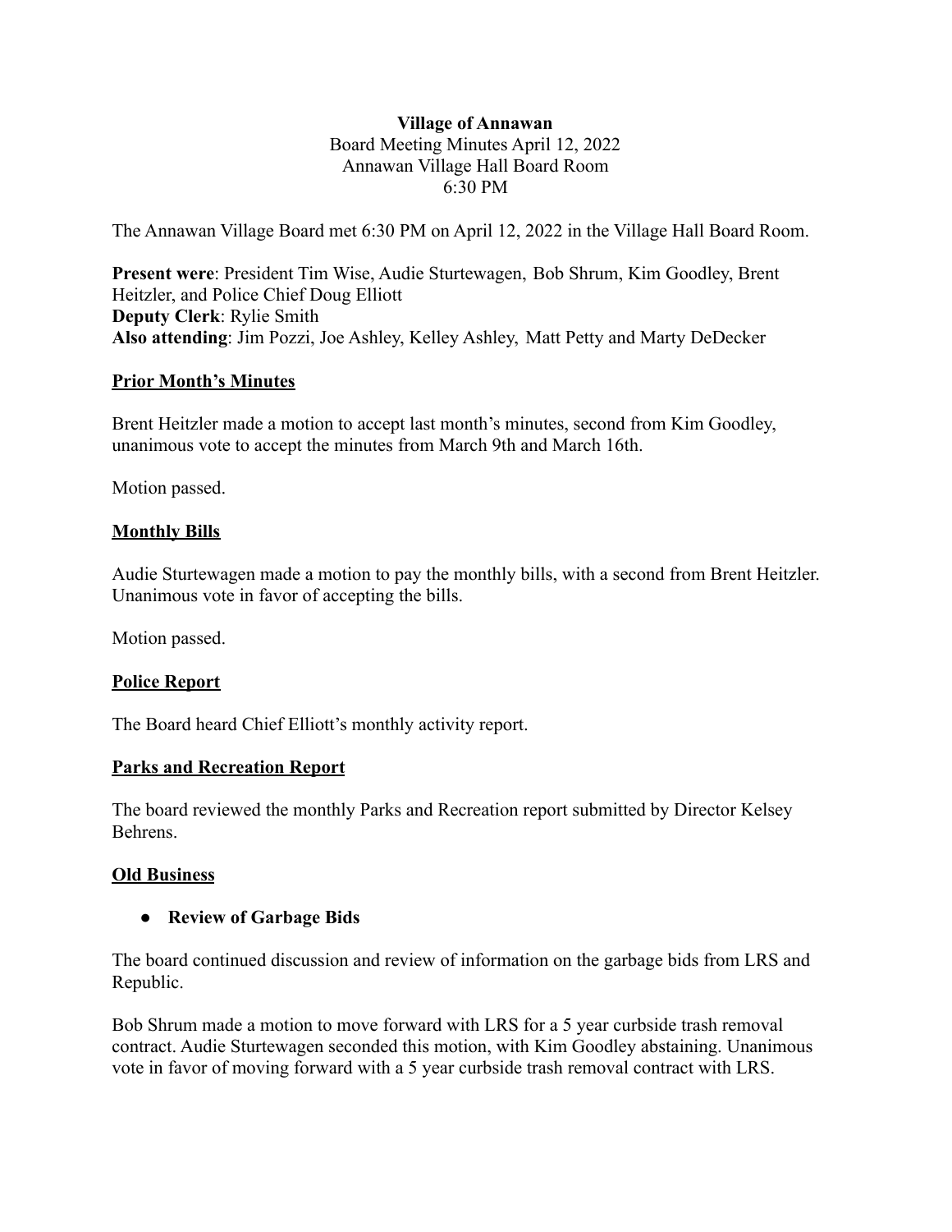**Village of Annawan**
Board Meeting Minutes April 12, 2022
Annawan Village Hall Board Room
6:30 PM

The Annawan Village Board met 6:30 PM on April 12, 2022 in the Village Hall Board Room.

**Present were**: President Tim Wise, Audie Sturtewagen, Bob Shrum, Kim Goodley, Brent Heitzler, and Police Chief Doug Elliott
**Deputy Clerk**: Rylie Smith
**Also attending**: Jim Pozzi, Joe Ashley, Kelley Ashley, Matt Petty and Marty DeDecker

## Prior Month's Minutes

Brent Heitzler made a motion to accept last month's minutes, second from Kim Goodley, unanimous vote to accept the minutes from March 9th and March 16th.

Motion passed.

## Monthly Bills

Audie Sturtewagen made a motion to pay the monthly bills, with a second from Brent Heitzler. Unanimous vote in favor of accepting the bills.

Motion passed.

## Police Report

The Board heard Chief Elliott's monthly activity report.

## Parks and Recreation Report

The board reviewed the monthly Parks and Recreation report submitted by Director Kelsey Behrens.

## Old Business

- **Review of Garbage Bids**

The board continued discussion and review of information on the garbage bids from LRS and Republic.

Bob Shrum made a motion to move forward with LRS for a 5 year curbside trash removal contract. Audie Sturtewagen seconded this motion, with Kim Goodley abstaining. Unanimous vote in favor of moving forward with a 5 year curbside trash removal contract with LRS.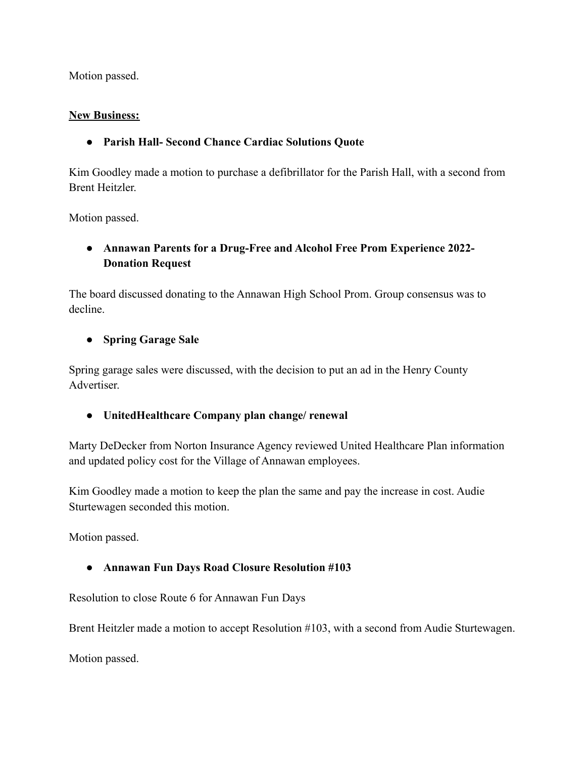Motion passed.

**New Business:**

- **Parish Hall- Second Chance Cardiac Solutions Quote**

Kim Goodley made a motion to purchase a defibrillator for the Parish Hall, with a second from Brent Heitzler.

Motion passed.

- **Annawan Parents for a Drug-Free and Alcohol Free Prom Experience 2022- Donation Request**

The board discussed donating to the Annawan High School Prom. Group consensus was to decline.

- **Spring Garage Sale**

Spring garage sales were discussed, with the decision to put an ad in the Henry County Advertiser.

- **UnitedHealthcare Company plan change/ renewal**

Marty DeDecker from Norton Insurance Agency reviewed United Healthcare Plan information and updated policy cost for the Village of Annawan employees.

Kim Goodley made a motion to keep the plan the same and pay the increase in cost. Audie Sturtewagen seconded this motion.

Motion passed.

- **Annawan Fun Days Road Closure Resolution #103**

Resolution to close Route 6 for Annawan Fun Days

Brent Heitzler made a motion to accept Resolution #103, with a second from Audie Sturtewagen.

Motion passed.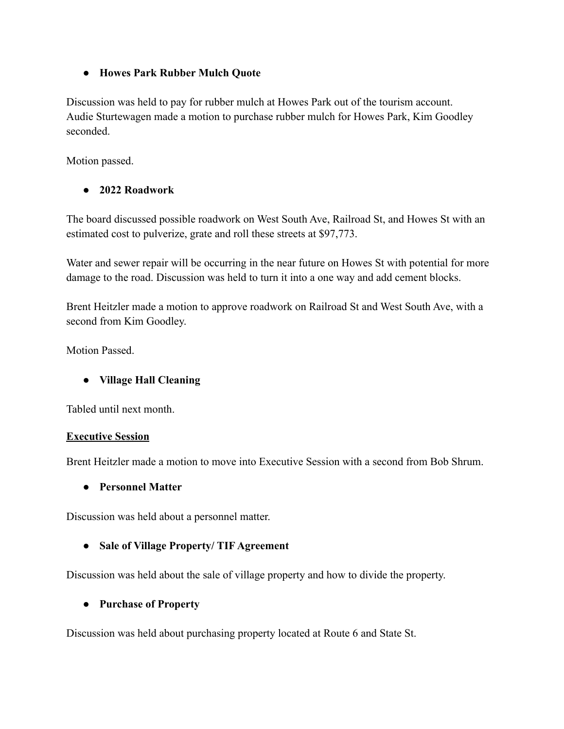- **Howes Park Rubber Mulch Quote**

Discussion was held to pay for rubber mulch at Howes Park out of the tourism account. Audie Sturtewagen made a motion to purchase rubber mulch for Howes Park, Kim Goodley seconded.

Motion passed.

- **2022 Roadwork**

The board discussed possible roadwork on West South Ave, Railroad St, and Howes St with an estimated cost to pulverize, grate and roll these streets at $97,773.

Water and sewer repair will be occurring in the near future on Howes St with potential for more damage to the road. Discussion was held to turn it into a one way and add cement blocks.

Brent Heitzler made a motion to approve roadwork on Railroad St and West South Ave, with a second from Kim Goodley.

Motion Passed.

- **Village Hall Cleaning**

Tabled until next month.

**Executive Session**

Brent Heitzler made a motion to move into Executive Session with a second from Bob Shrum.

- **Personnel Matter**

Discussion was held about a personnel matter.

- **Sale of Village Property/ TIF Agreement**

Discussion was held about the sale of village property and how to divide the property.

- **Purchase of Property**

Discussion was held about purchasing property located at Route 6 and State St.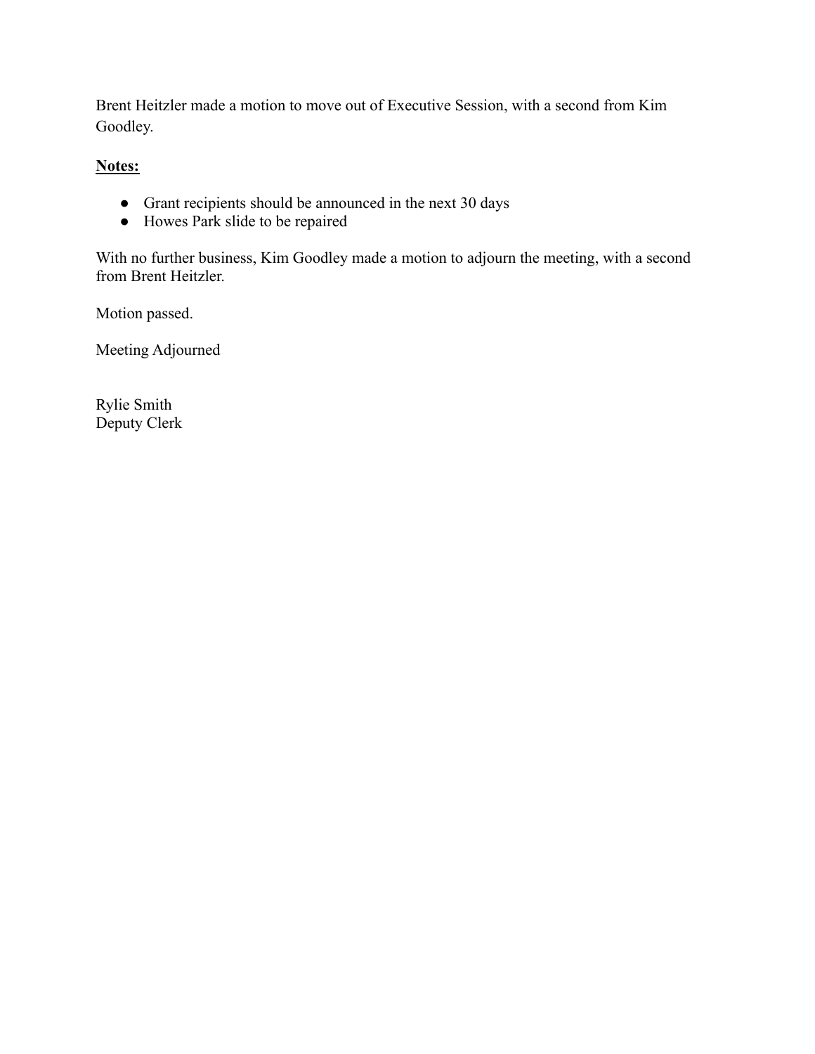Brent Heitzler made a motion to move out of Executive Session, with a second from Kim Goodley.

**Notes:**

- Grant recipients should be announced in the next 30 days
- Howes Park slide to be repaired

With no further business, Kim Goodley made a motion to adjourn the meeting, with a second from Brent Heitzler.

Motion passed.

Meeting Adjourned

Rylie Smith
Deputy Clerk